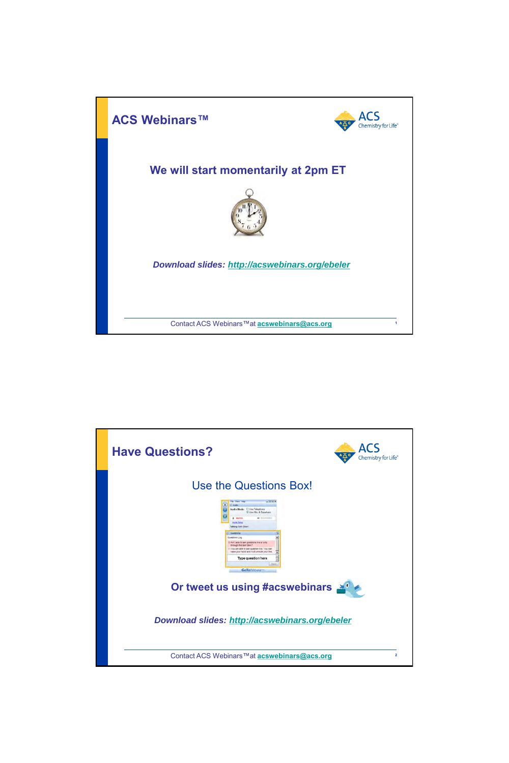## ACS Webinars™

ACS Chemistry for Life®

### We will start momentarily at 2pm ET

*Download slides:* http://acswebinars.org/ebeler

Contact ACS Webinars™ at acswebinars@acs.org

---

## Have Questions?

ACS Chemistry for Life®

### Use the Questions Box!

### Or tweet us using #acswebinars

*Download slides:* http://acswebinars.org/ebeler

Contact ACS Webinars™ at acswebinars@acs.org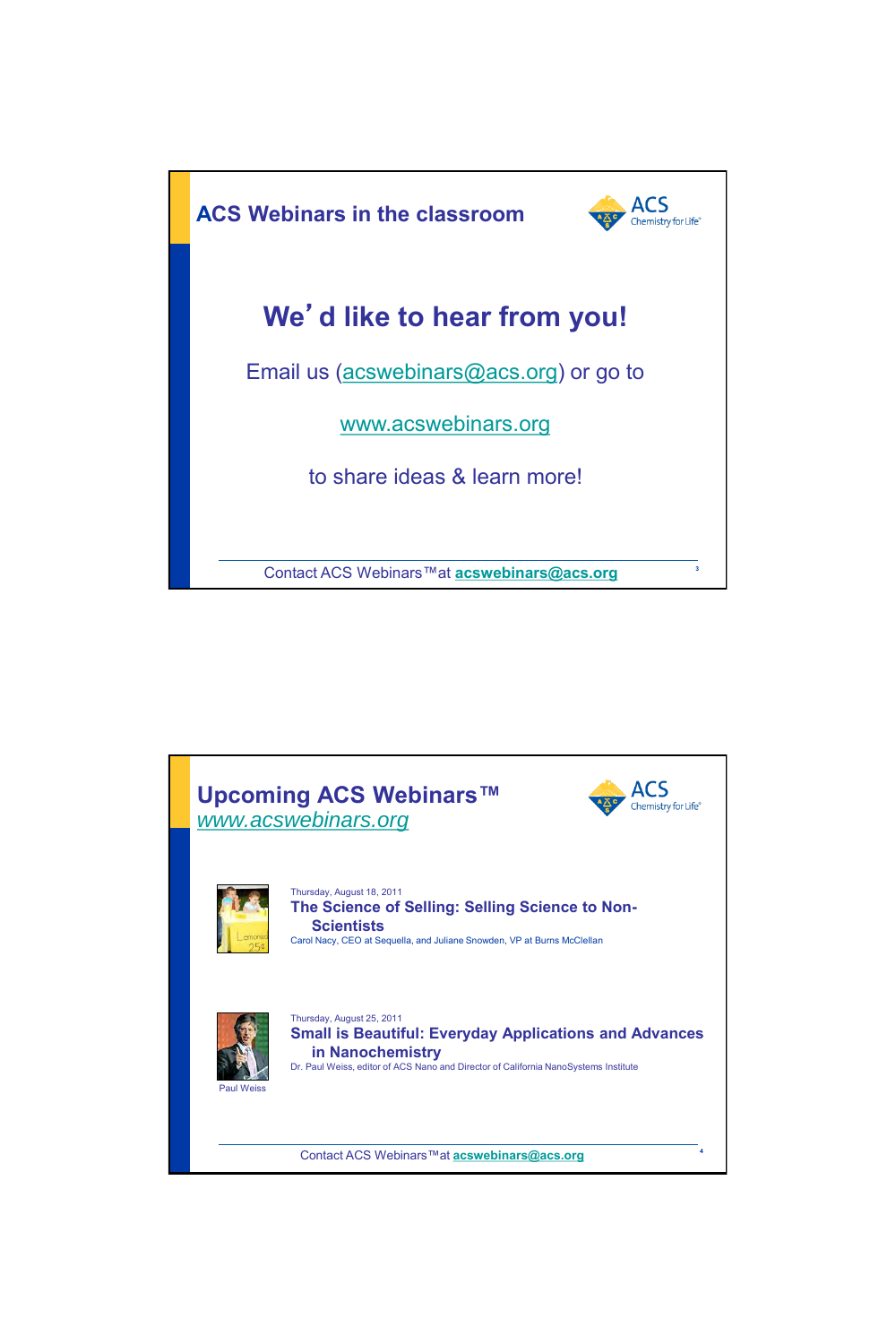## ACS Webinars in the classroom

# We'd like to hear from you!

Email us (acswebinars@acs.org) or go to

www.acswebinars.org

to share ideas & learn more!

Contact ACS Webinars™ at **acswebinars@acs.org**

## Upcoming ACS Webinars™

*www.acswebinars.org*

Thursday, August 18, 2011

**The Science of Selling: Selling Science to Non-Scientists**

Carol Nacy, CEO at Sequella, and Juliane Snowden, VP at Burns McClellan

Thursday, August 25, 2011

**Small is Beautiful: Everyday Applications and Advances in Nanochemistry**

Dr. Paul Weiss, editor of ACS Nano and Director of California NanoSystems Institute

Paul Weiss

Contact ACS Webinars™ at **acswebinars@acs.org**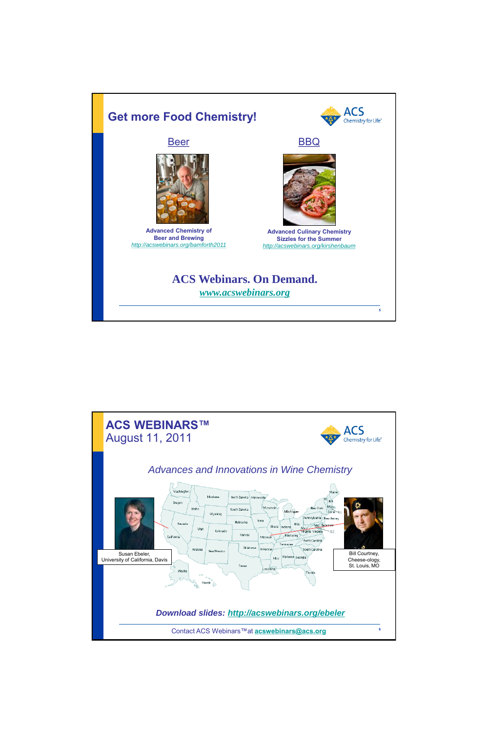## Get more Food Chemistry!

**Beer**

**Advanced Chemistry of Beer and Brewing**
*http://acswebinars.org/bamforth2011*

**BBQ**

**Advanced Culinary Chemistry Sizzles for the Summer**
*http://acswebinars.org/kirshenbaum*

**ACS Webinars. On Demand.**
***www.acswebinars.org***

---

## ACS WEBINARS™
August 11, 2011

*Advances and Innovations in Wine Chemistry*

Susan Ebeler,
University of California, Davis

Bill Courtney,
Cheese-ology,
St. Louis, MO

***Download slides: http://acswebinars.org/ebeler***

Contact ACS Webinars™ at **acswebinars@acs.org**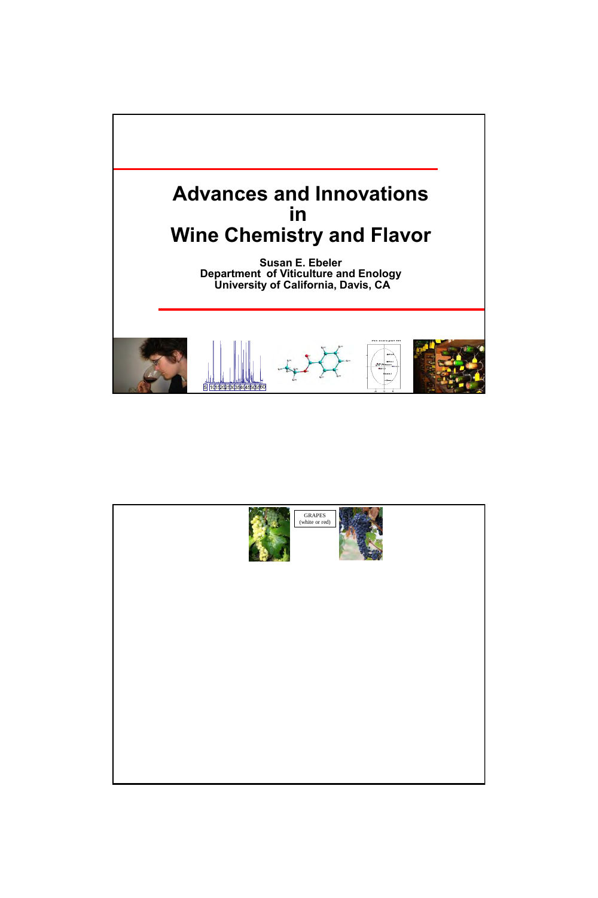# Advances and Innovations in Wine Chemistry and Flavor

**Susan E. Ebeler**
**Department of Viticulture and Enology**
**University of California, Davis, CA**

GRAPES
(white or red)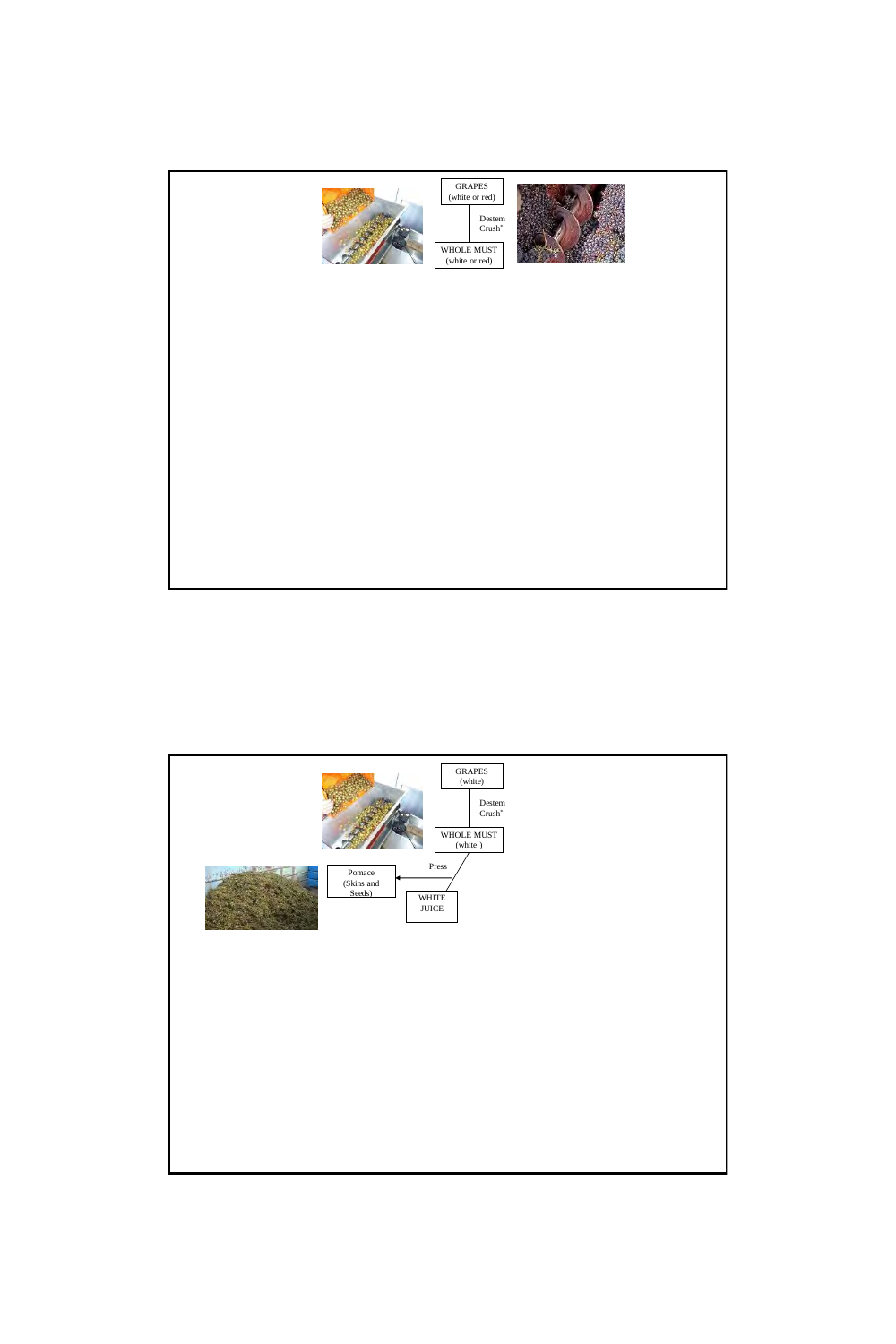GRAPES
(white or red)

Destem
Crush*

WHOLE MUST
(white or red)

GRAPES
(white)

Destem
Crush*

WHOLE MUST
(white )

Press

Pomace
(Skins and
Seeds)

WHITE
JUICE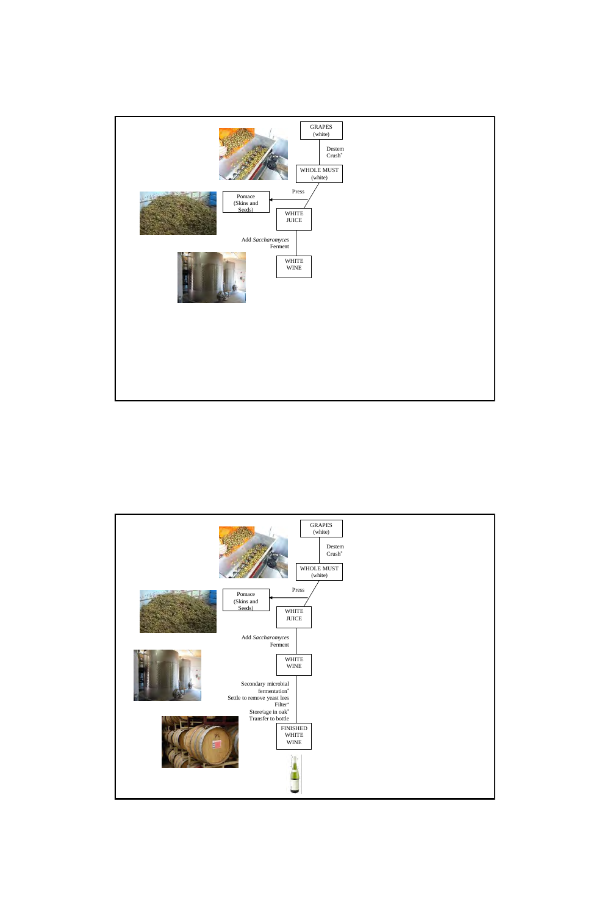GRAPES (white)

Destem
Crush*

WHOLE MUST (white)

Press

Pomace (Skins and Seeds)

WHITE JUICE

Add *Saccharomyces*
Ferment

WHITE WINE

---

GRAPES (white)

Destem
Crush*

WHOLE MUST (white)

Press

Pomace (Skins and Seeds)

WHITE JUICE

Add *Saccharomyces*
Ferment

WHITE WINE

Secondary microbial fermentation*
Settle to remove yeast lees
Filter*
Store/age in oak*
Transfer to bottle

FINISHED WHITE WINE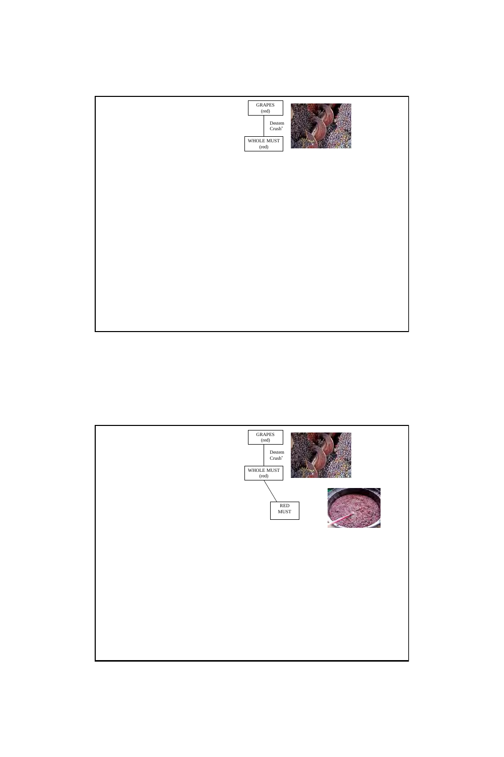GRAPES
(red)

Destem
Crush*

WHOLE MUST
(red)

GRAPES
(red)

Destem
Crush*

WHOLE MUST
(red)

RED
MUST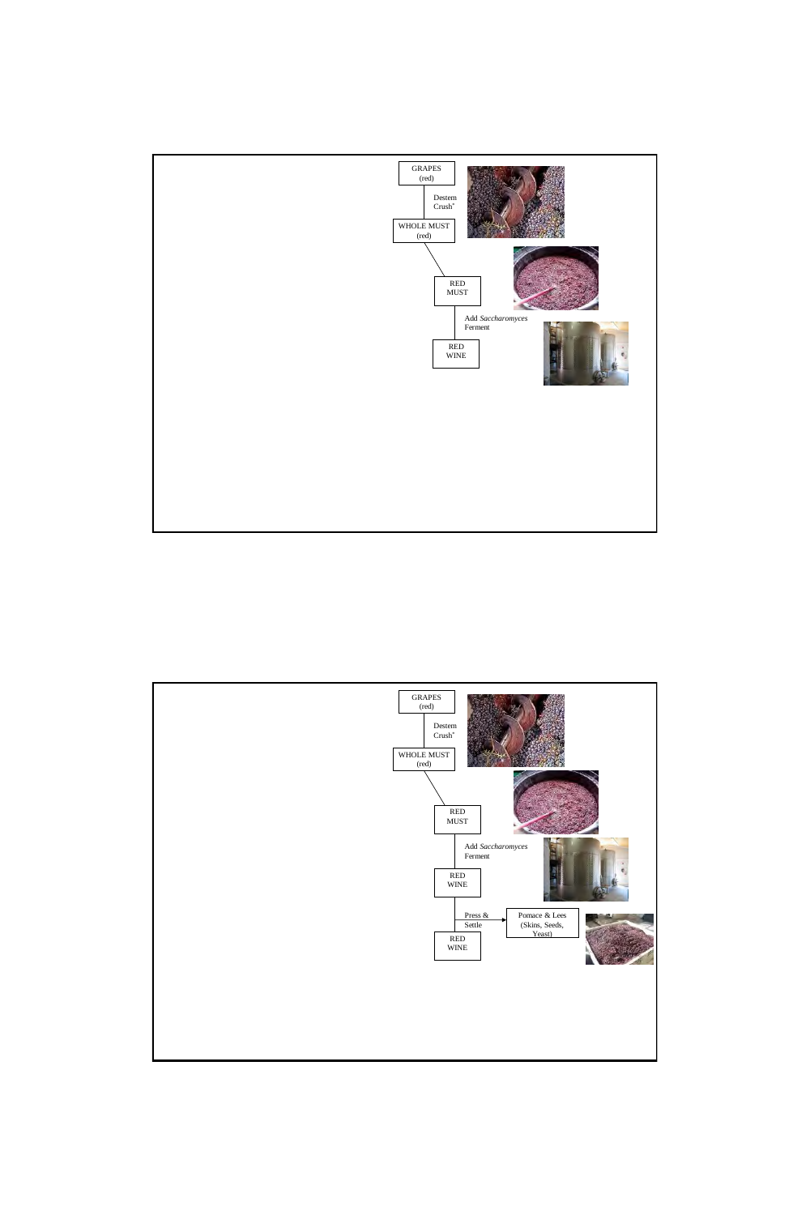GRAPES (red)

Destem Crush*

WHOLE MUST (red)

RED MUST

Add *Saccharomyces* Ferment

RED WINE

---

GRAPES (red)

Destem Crush*

WHOLE MUST (red)

RED MUST

Add *Saccharomyces* Ferment

RED WINE

Press & Settle → Pomace & Lees (Skins, Seeds, Yeast)

RED WINE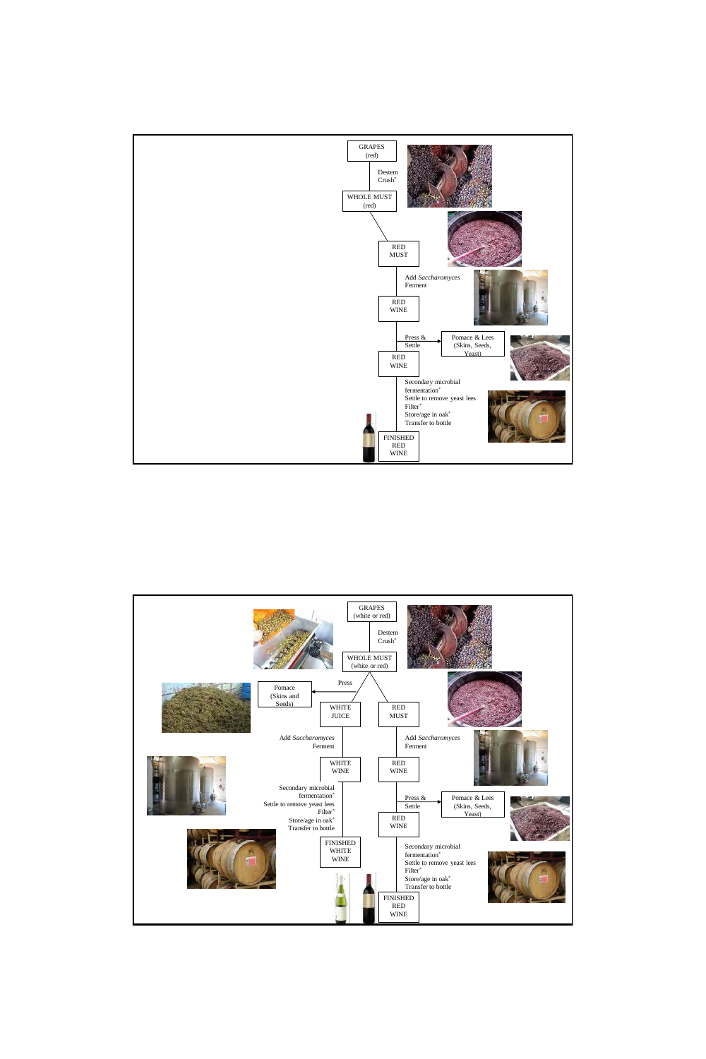GRAPES (red)

Destem
Crush*

WHOLE MUST (red)

RED MUST

Add *Saccharomyces*
Ferment

RED WINE

Press &
Settle

Pomace & Lees (Skins, Seeds, Yeast)

RED WINE

Secondary microbial fermentation*
Settle to remove yeast lees
Filter*
Store/age in oak*
Transfer to bottle

FINISHED RED WINE

GRAPES (white or red)

Destem
Crush*

WHOLE MUST (white or red)

Press

Pomace (Skins and Seeds)

WHITE JUICE

Add *Saccharomyces*
Ferment

WHITE WINE

Secondary microbial fermentation*
Settle to remove yeast lees
Filter*
Store/age in oak*
Transfer to bottle

FINISHED WHITE WINE

RED MUST

Add *Saccharomyces*
Ferment

RED WINE

Press &
Settle

Pomace & Lees (Skins, Seeds, Yeast)

RED WINE

Secondary microbial fermentation*
Settle to remove yeast lees
Filter*
Store/age in oak*
Transfer to bottle

FINISHED RED WINE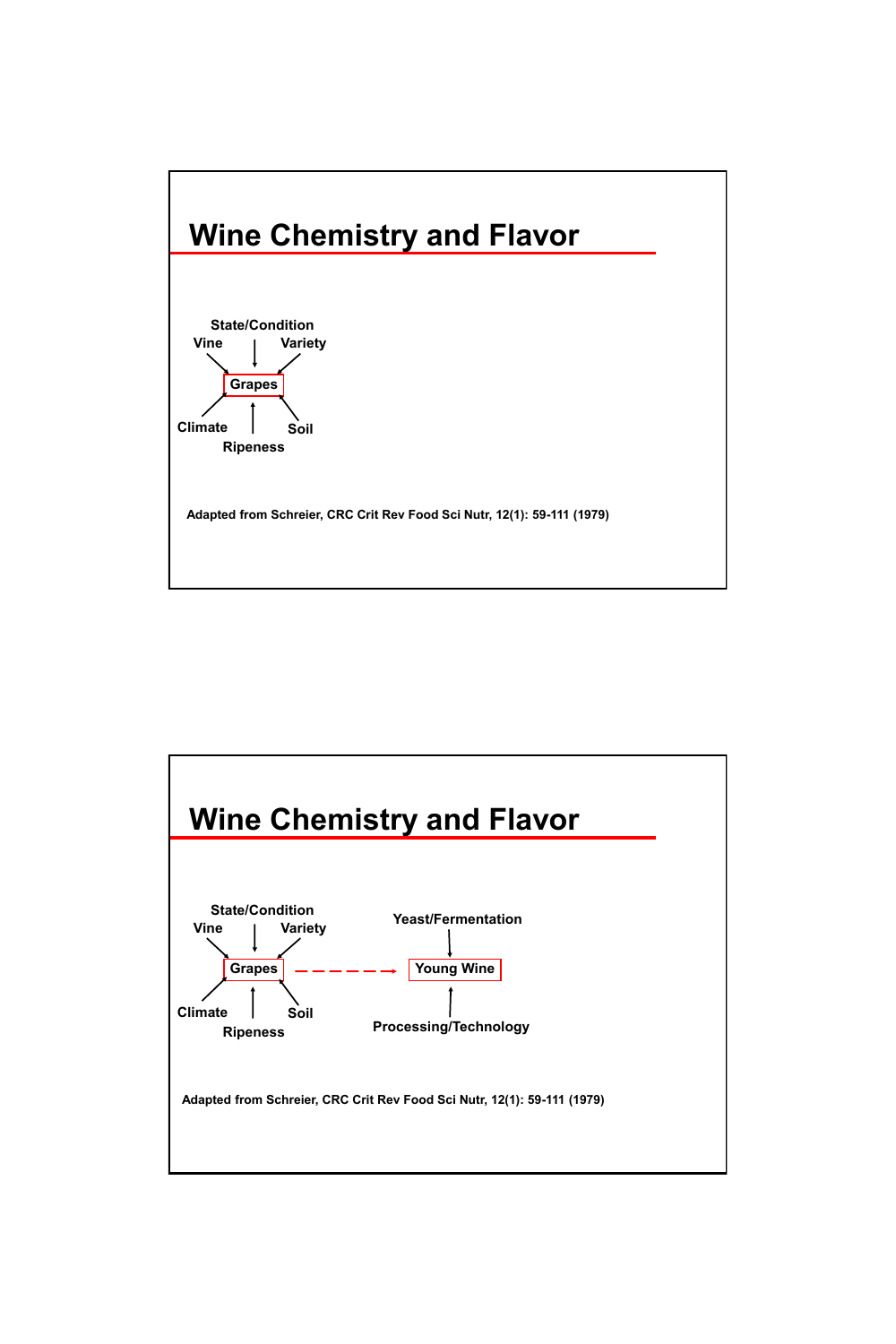# Wine Chemistry and Flavor

State/Condition

Vine → Grapes ← Variety

Climate → Grapes ← Soil

Ripeness

Adapted from Schreier, CRC Crit Rev Food Sci Nutr, 12(1): 59-111 (1979)

# Wine Chemistry and Flavor

State/Condition

Vine → Grapes ← Variety

Climate → Grapes ← Soil

Ripeness

Grapes - - - - → Young Wine

Yeast/Fermentation → Young Wine

Processing/Technology → Young Wine

Adapted from Schreier, CRC Crit Rev Food Sci Nutr, 12(1): 59-111 (1979)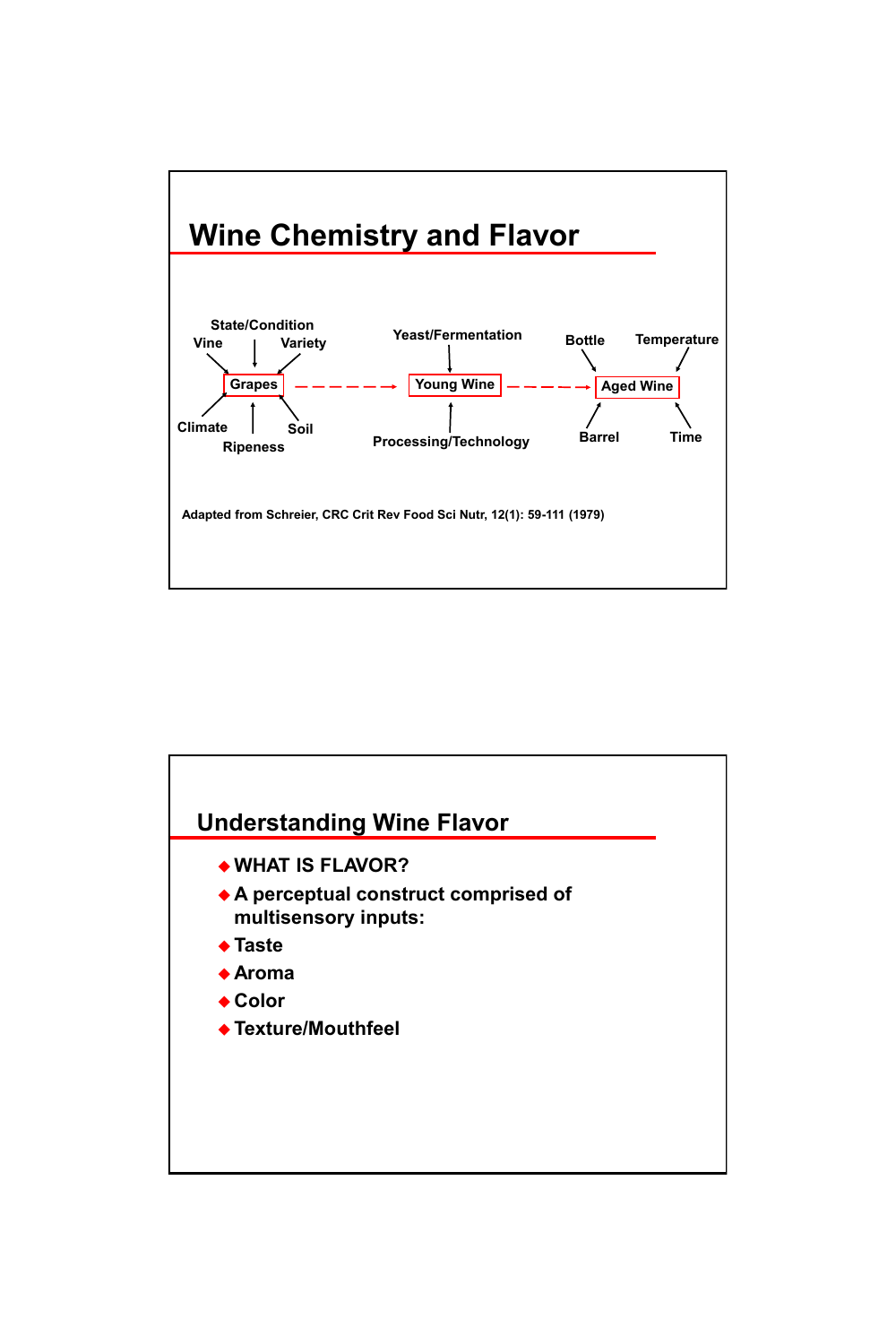## Wine Chemistry and Flavor

State/Condition
Vine
Variety
Grapes
Climate
Soil
Ripeness

Yeast/Fermentation
Young Wine
Processing/Technology

Bottle
Temperature
Aged Wine
Barrel
Time

Adapted from Schreier, CRC Crit Rev Food Sci Nutr, 12(1): 59-111 (1979)

## Understanding Wine Flavor

- WHAT IS FLAVOR?
- A perceptual construct comprised of multisensory inputs:
- Taste
- Aroma
- Color
- Texture/Mouthfeel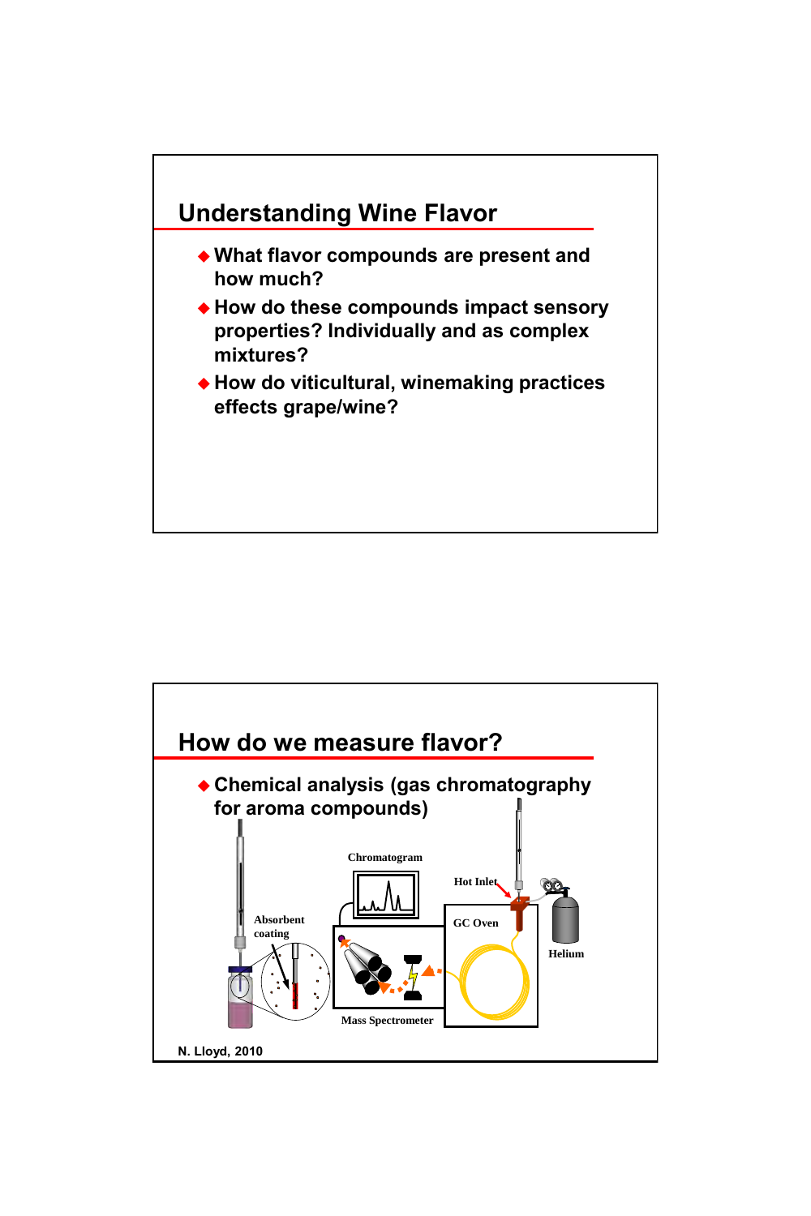## Understanding Wine Flavor

- What flavor compounds are present and how much?
- How do these compounds impact sensory properties? Individually and as complex mixtures?
- How do viticultural, winemaking practices effects grape/wine?

## How do we measure flavor?

- Chemical analysis (gas chromatography for aroma compounds)

Chromatogram

Hot Inlet

Absorbent coating

GC Oven

Helium

Mass Spectrometer

N. Lloyd, 2010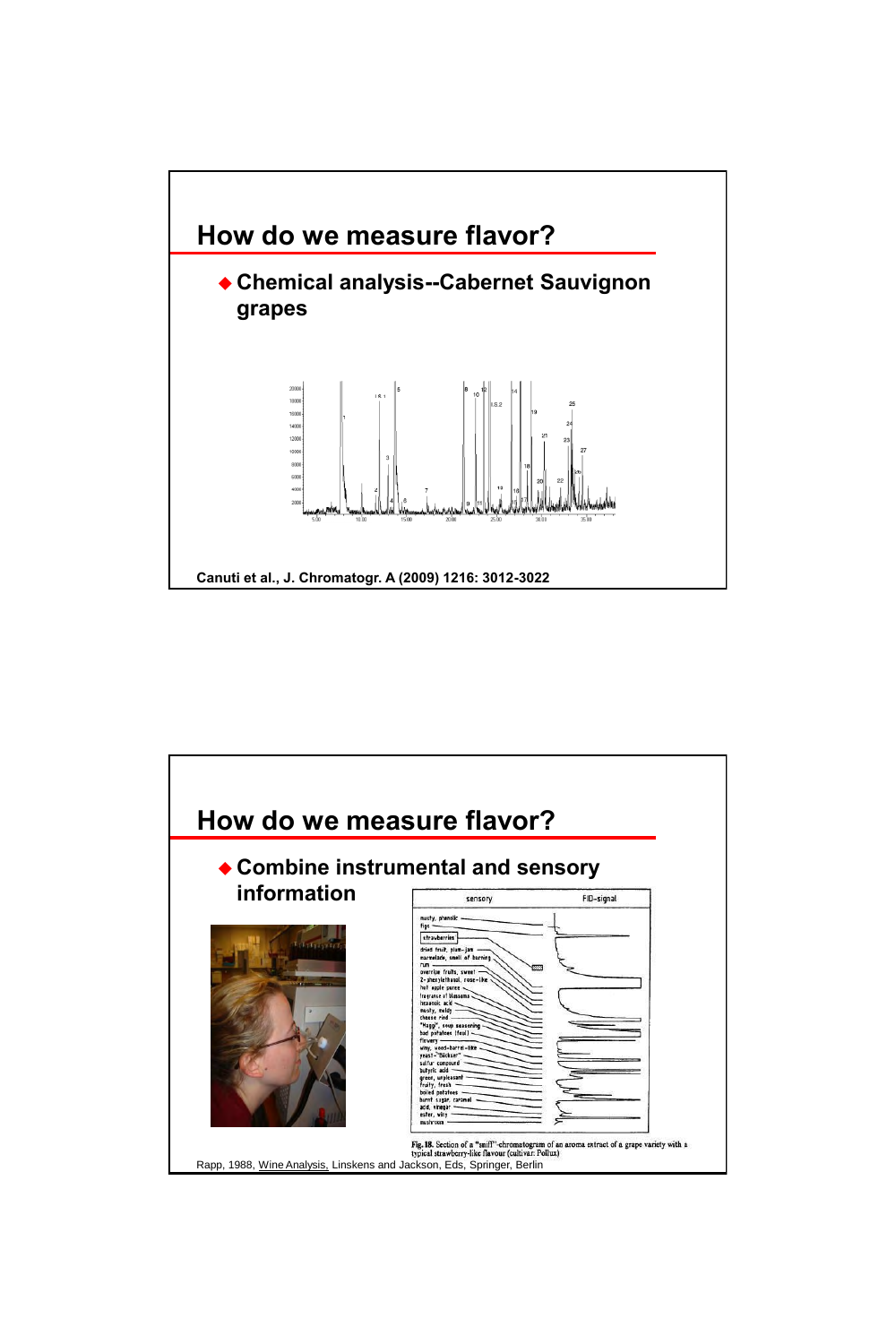## How do we measure flavor?

- **Chemical analysis--Cabernet Sauvignon grapes**

Canuti et al., J. Chromatogr. A (2009) 1216: 3012-3022

## How do we measure flavor?

- **Combine instrumental and sensory information**

Fig. 18. Section of a "sniff"-chromatogram of an aroma extract of a grape variety with a typical strawberry-like flavour (cultivar: Pollux)

Rapp, 1988, Wine Analysis, Linskens and Jackson, Eds, Springer, Berlin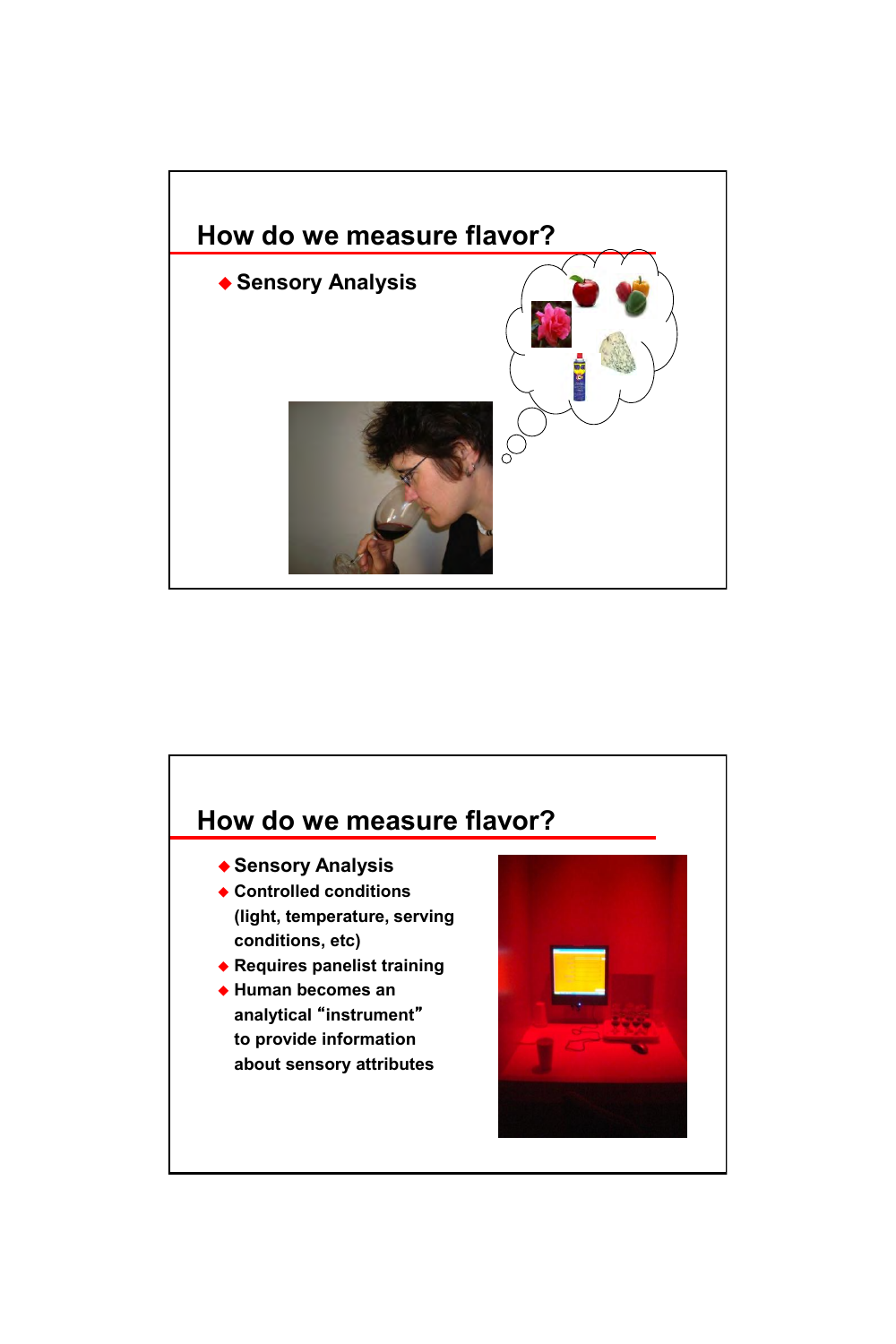## How do we measure flavor?

- Sensory Analysis

## How do we measure flavor?

- Sensory Analysis
- Controlled conditions (light, temperature, serving conditions, etc)
- Requires panelist training
- Human becomes an analytical “instrument” to provide information about sensory attributes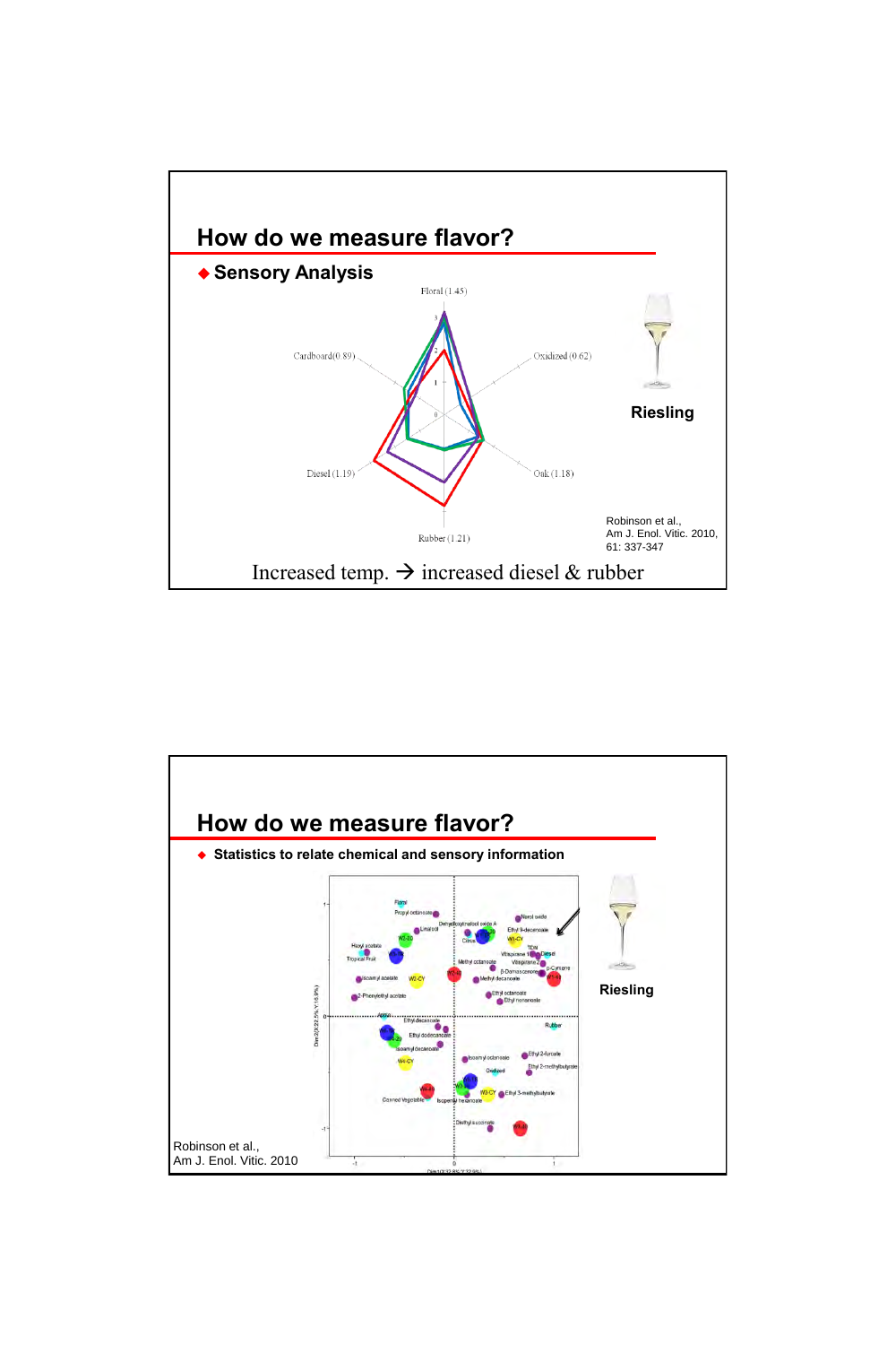# How do we measure flavor?

- **Sensory Analysis**

Floral (1.45)

Cardboard (0.89)

Oxidized (0.62)

Diesel (1.19)

Oak (1.18)

Rubber (1.21)

**Riesling**

Robinson et al., Am J. Enol. Vitic. 2010, 61: 337-347

Increased temp. → increased diesel & rubber

# How do we measure flavor?

- **Statistics to relate chemical and sensory information**

**Riesling**

Robinson et al., Am J. Enol. Vitic. 2010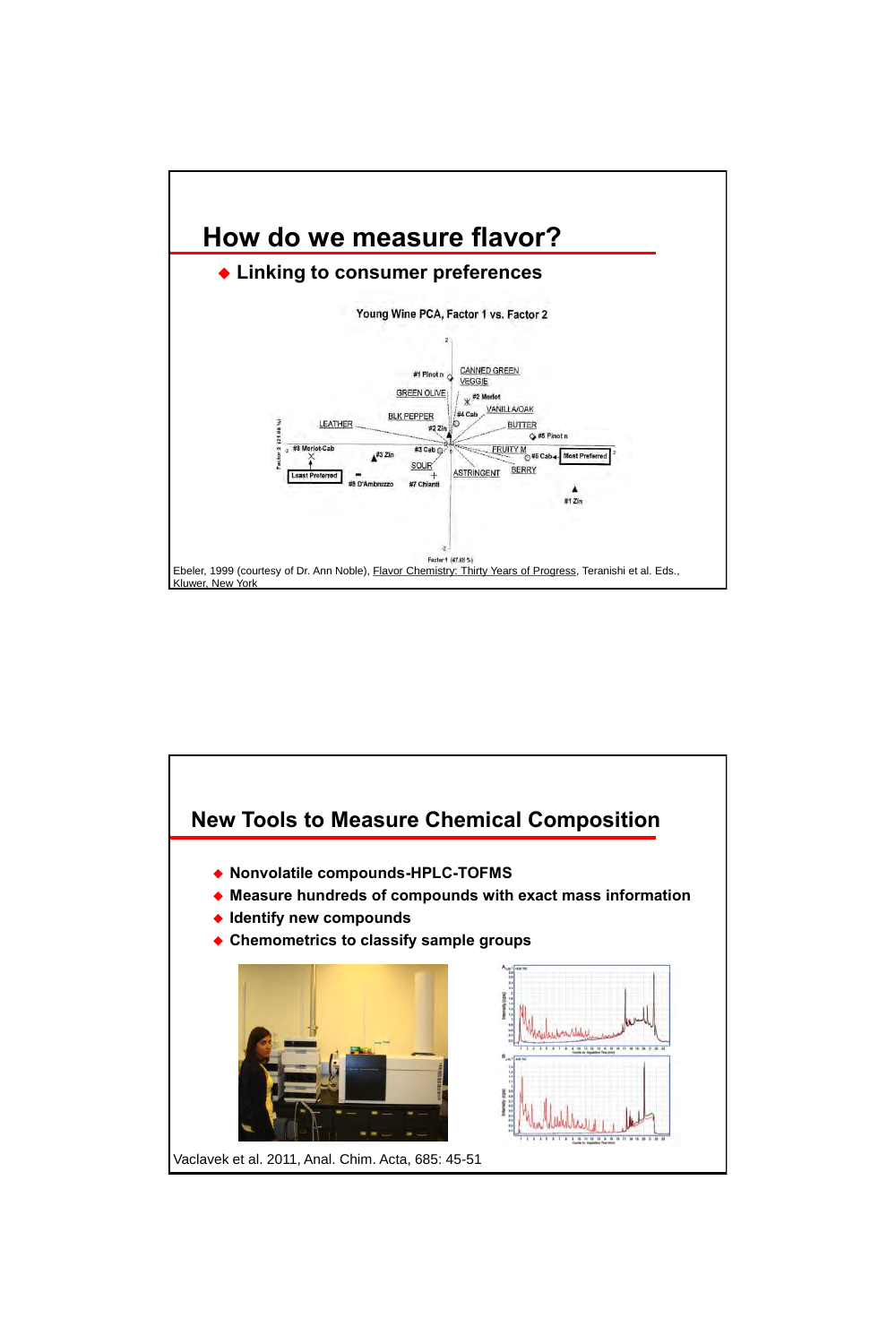## How do we measure flavor?

- Linking to consumer preferences

Young Wine PCA, Factor 1 vs. Factor 2

Ebeler, 1999 (courtesy of Dr. Ann Noble), Flavor Chemistry: Thirty Years of Progress, Teranishi et al. Eds., Kluwer, New York

## New Tools to Measure Chemical Composition

- Nonvolatile compounds-HPLC-TOFMS
- Measure hundreds of compounds with exact mass information
- Identify new compounds
- Chemometrics to classify sample groups

Vaclavek et al. 2011, Anal. Chim. Acta, 685: 45-51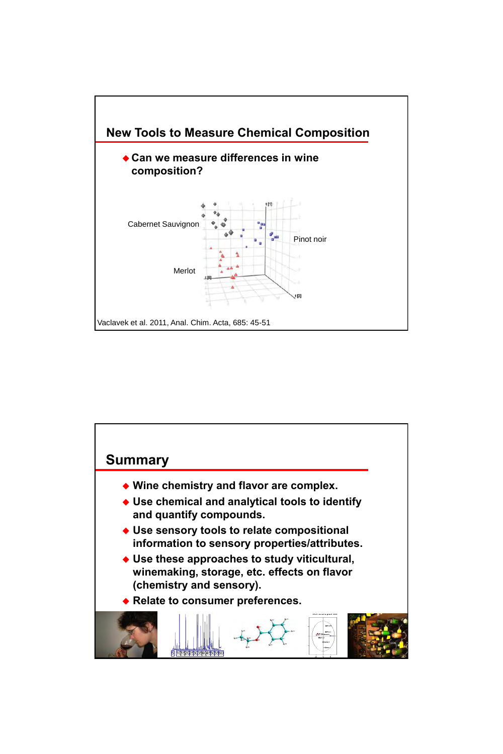## New Tools to Measure Chemical Composition

- Can we measure differences in wine composition?

Cabernet Sauvignon

Pinot noir

Merlot

Vaclavek et al. 2011, Anal. Chim. Acta, 685: 45-51

## Summary

- Wine chemistry and flavor are complex.
- Use chemical and analytical tools to identify and quantify compounds.
- Use sensory tools to relate compositional information to sensory properties/attributes.
- Use these approaches to study viticultural, winemaking, storage, etc. effects on flavor (chemistry and sensory).
- Relate to consumer preferences.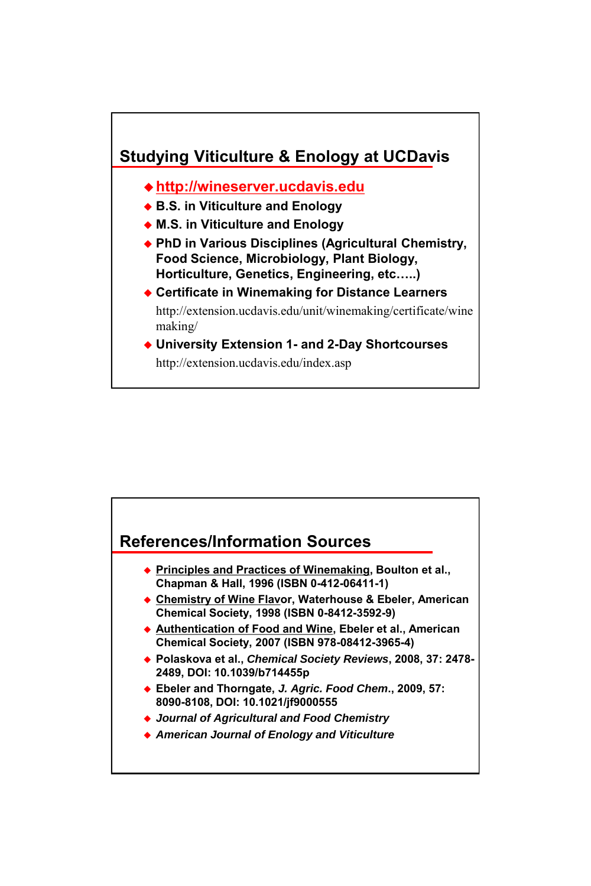## Studying Viticulture & Enology at UCDavis

- **http://wineserver.ucdavis.edu**
- **B.S. in Viticulture and Enology**
- **M.S. in Viticulture and Enology**
- **PhD in Various Disciplines (Agricultural Chemistry, Food Science, Microbiology, Plant Biology, Horticulture, Genetics, Engineering, etc…..)**
- **Certificate in Winemaking for Distance Learners**
  http://extension.ucdavis.edu/unit/winemaking/certificate/winemaking/
- **University Extension 1- and 2-Day Shortcourses**
  http://extension.ucdavis.edu/index.asp

## References/Information Sources

- **Principles and Practices of Winemaking, Boulton et al., Chapman & Hall, 1996 (ISBN 0-412-06411-1)**
- **Chemistry of Wine Flavor, Waterhouse & Ebeler, American Chemical Society, 1998 (ISBN 0-8412-3592-9)**
- **Authentication of Food and Wine, Ebeler et al., American Chemical Society, 2007 (ISBN 978-08412-3965-4)**
- **Polaskova et al., *Chemical Society Reviews*, 2008, 37: 2478-2489, DOI: 10.1039/b714455p**
- **Ebeler and Thorngate, *J. Agric. Food Chem.*, 2009, 57: 8090-8108, DOI: 10.1021/jf9000555**
- ***Journal of Agricultural and Food Chemistry***
- ***American Journal of Enology and Viticulture***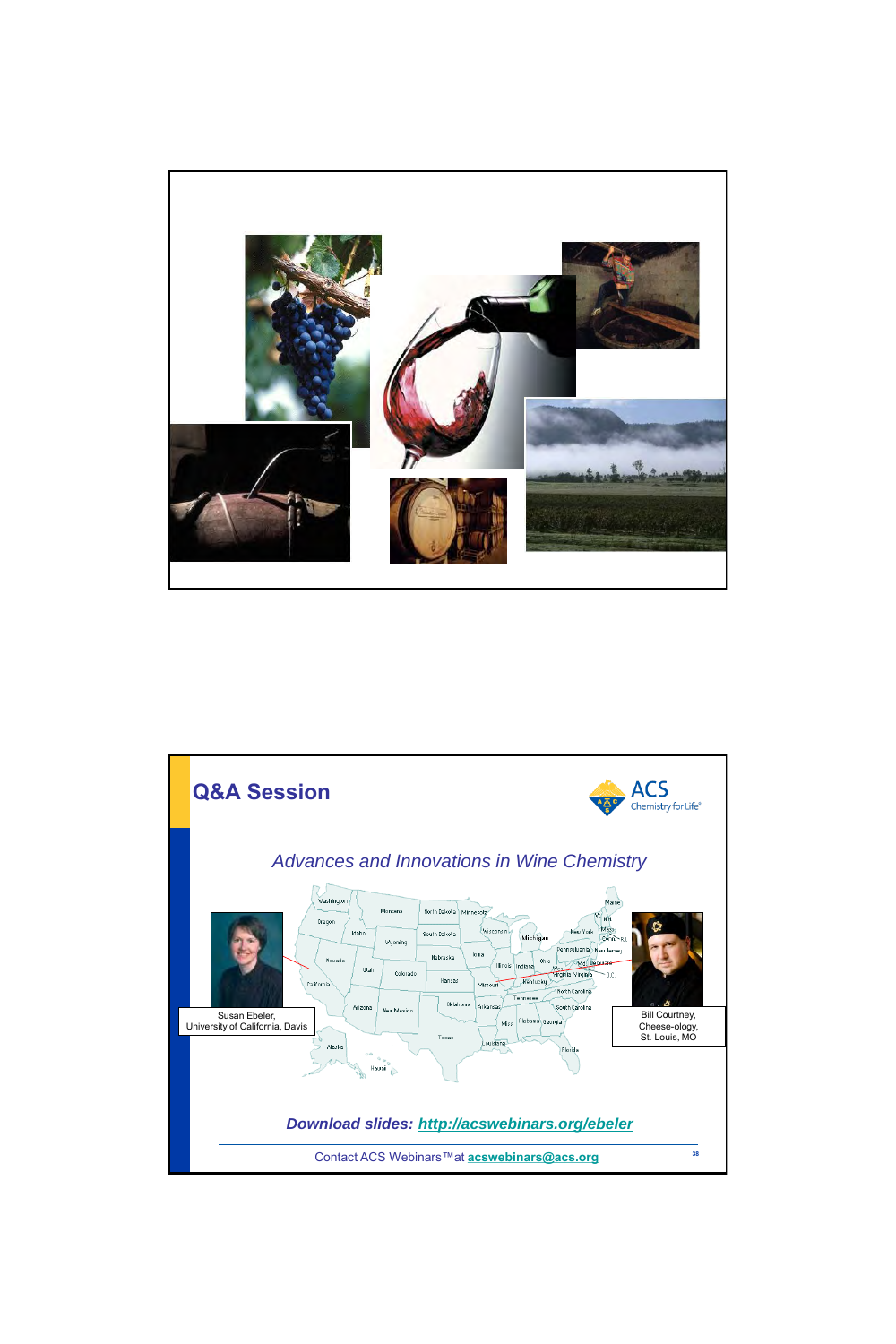## Q&A Session

*Advances and Innovations in Wine Chemistry*

Susan Ebeler, University of California, Davis

Bill Courtney, Cheese-ology, St. Louis, MO

***Download slides: http://acswebinars.org/ebeler***

Contact ACS Webinars™ at **acswebinars@acs.org**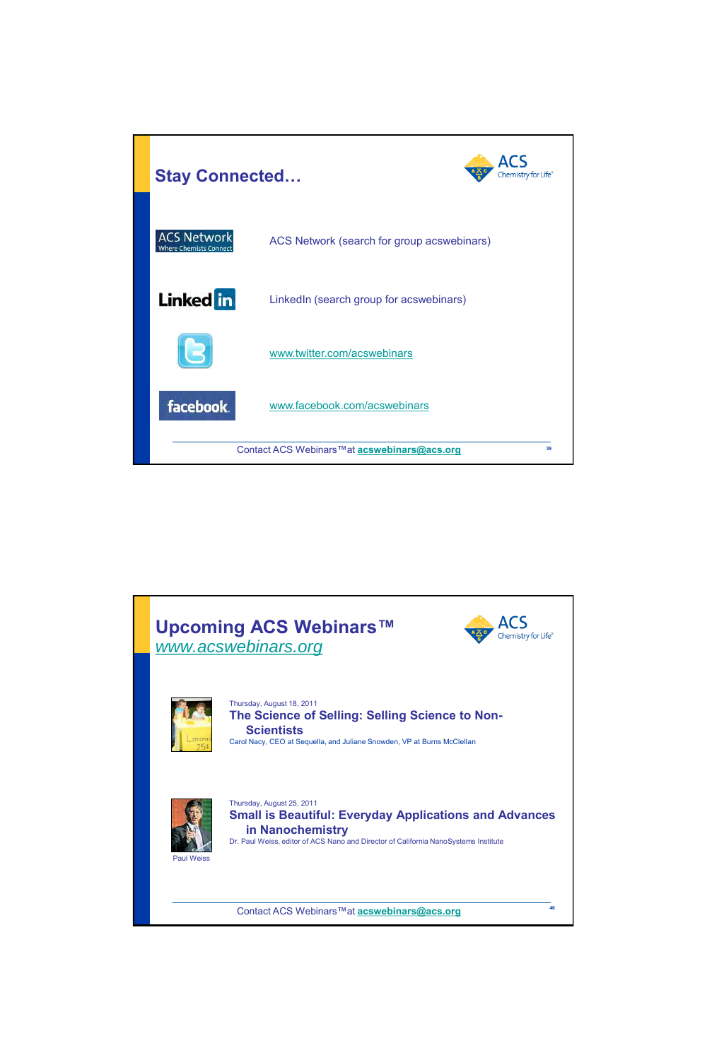## Stay Connected…

ACS Network (search for group acswebinars)

LinkedIn (search group for acswebinars)

www.twitter.com/acswebinars

www.facebook.com/acswebinars

Contact ACS Webinars™ at **acswebinars@acs.org**

## Upcoming ACS Webinars™

*www.acswebinars.org*

Thursday, August 18, 2011

**The Science of Selling: Selling Science to Non-Scientists**

Carol Nacy, CEO at Sequella, and Juliane Snowden, VP at Burns McClellan

Thursday, August 25, 2011

**Small is Beautiful: Everyday Applications and Advances in Nanochemistry**

Dr. Paul Weiss, editor of ACS Nano and Director of California NanoSystems Institute

Paul Weiss

Contact ACS Webinars™ at **acswebinars@acs.org**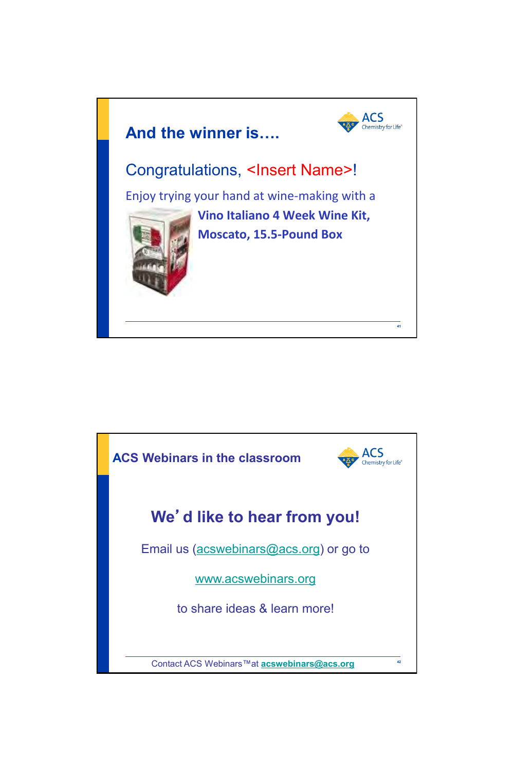## And the winner is….

Congratulations, <Insert Name>!

Enjoy trying your hand at wine-making with a **Vino Italiano 4 Week Wine Kit, Moscato, 15.5-Pound Box**

## ACS Webinars in the classroom

### We'd like to hear from you!

Email us (acswebinars@acs.org) or go to

www.acswebinars.org

to share ideas & learn more!

Contact ACS Webinars™ at **acswebinars@acs.org**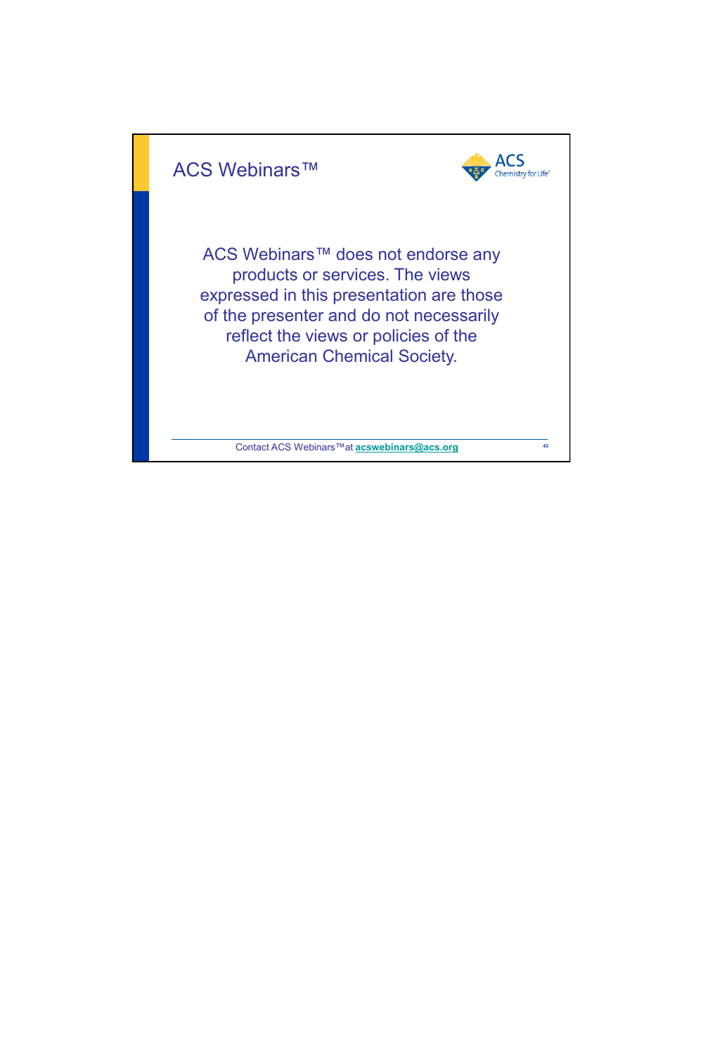# ACS Webinars™

ACS Webinars™ does not endorse any products or services. The views expressed in this presentation are those of the presenter and do not necessarily reflect the views or policies of the American Chemical Society.

Contact ACS Webinars™ at **acswebinars@acs.org**